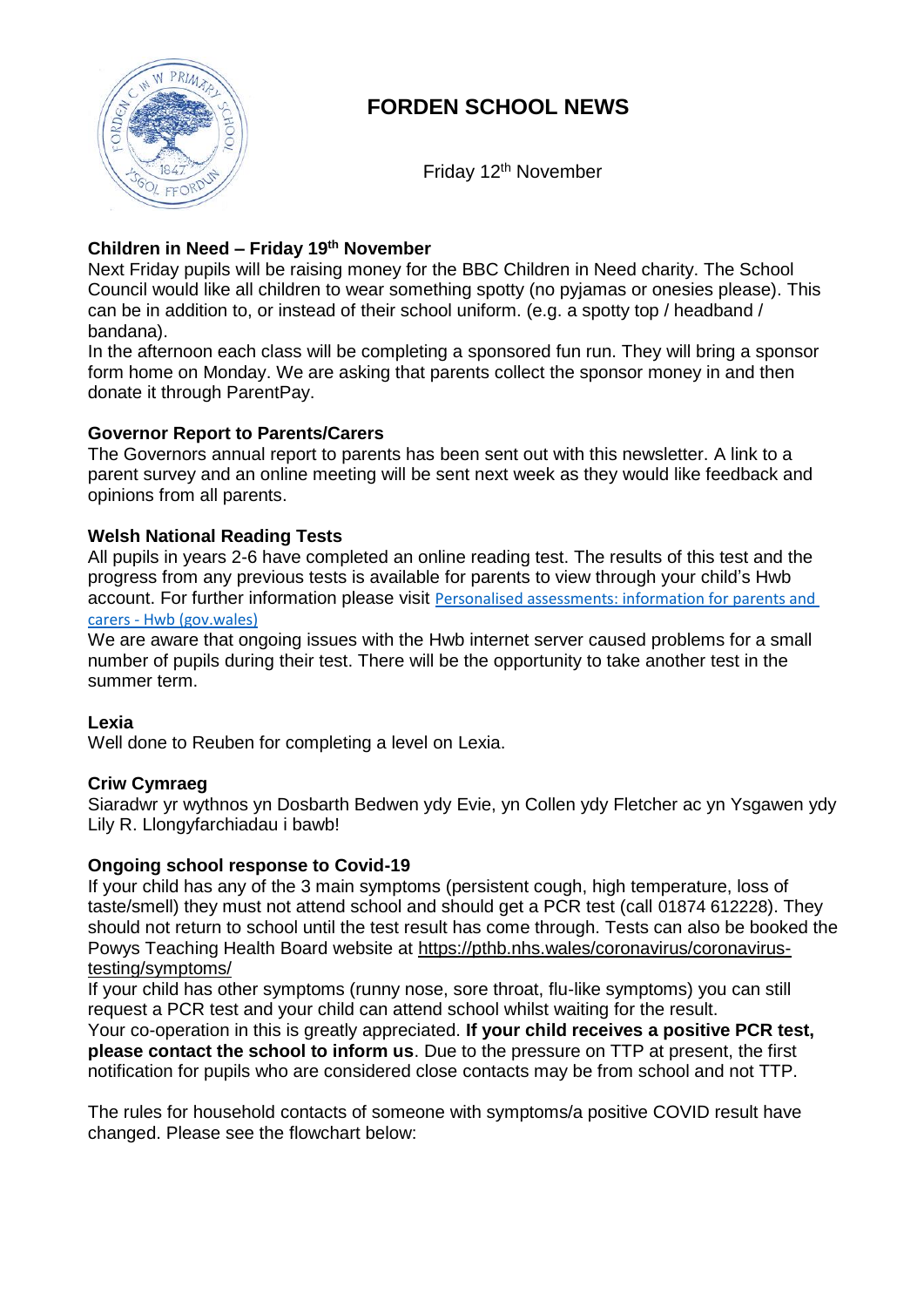# FORDEN SCHOOL NEWS

Friday 12th November

### Children in Need – Friday 19th November

Next Friday pupils will be raising money for the BBC Children in Need charity. The School Council would like all children to wear something spotty (no pyjamas or onesies please). This can be in addition to, or instead of their school uniform. (e.g. a spotty top / headband / bandana).

In the afternoon each class will be completing a sponsored fun run. They will bring a sponsor form home on Monday. We are asking that parents collect the sponsor money in and then donate it through ParentPay.

### Governor Report to Parents/Carers

The Governors annual report to parents has been sent out with this newsletter. A link to a parent survey and an online meeting will be sent next week as they would like feedback and opinions from all parents.

### Welsh National Reading Tests

All pupils in years 2-6 have completed an online reading test. The results of this test and the progress from any previous tests is available for parents to view through your child's Hwb account. For further information please visit Personalised assessments: information for parents and carers - Hwb (gov.wales)

We are aware that ongoing issues with the Hwb internet server caused problems for a small number of pupils during their test. There will be the opportunity to take another test in the summer term.

### Lexia

Well done to Reuben for completing a level on Lexia.

### Criw Cymraeg

Siaradwr yr wythnos yn Dosbarth Bedwen ydy Evie, yn Collen ydy Fletcher ac yn Ysgawen ydy Lily R. Llongyfarchiadau i bawb!

### Ongoing school response to Covid-19

If your child has any of the 3 main symptoms (persistent cough, high temperature, loss of taste/smell) they must not attend school and should get a PCR test (call 01874 612228). They should not return to school until the test result has come through. Tests can also be booked the Powys Teaching Health Board website at https://pthb.nhs.wales/coronavirus/coronavirus-testing/symptoms/

If your child has other symptoms (runny nose, sore throat, flu-like symptoms) you can still request a PCR test and your child can attend school whilst waiting for the result.

Your co-operation in this is greatly appreciated. **If your child receives a positive PCR test, please contact the school to inform us**. Due to the pressure on TTP at present, the first notification for pupils who are considered close contacts may be from school and not TTP.

The rules for household contacts of someone with symptoms/a positive COVID result have changed. Please see the flowchart below: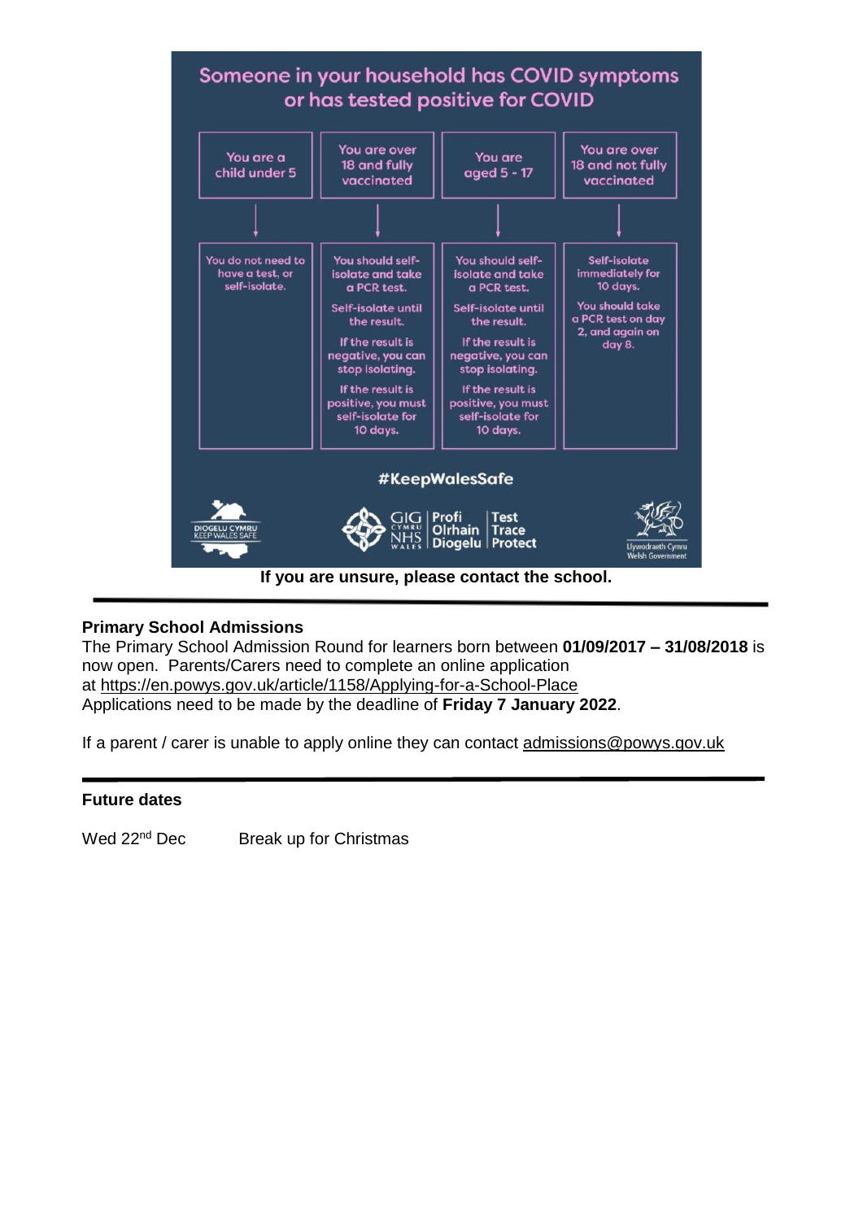## Someone in your household has COVID symptoms or has tested positive for COVID

| You are a child under 5 | You are over 18 and fully vaccinated | You are aged 5 - 17 | You are over 18 and not fully vaccinated |
|---|---|---|---|
| You do not need to have a test, or self-isolate. | You should self-isolate and take a PCR test. Self-isolate until the result. If the result is negative, you can stop isolating. If the result is positive, you must self-isolate for 10 days. | You should self-isolate and take a PCR test. Self-isolate until the result. If the result is negative, you can stop isolating. If the result is positive, you must self-isolate for 10 days. | Self-isolate immediately for 10 days. You should take a PCR test on day 2, and again on day 8. |

#KeepWalesSafe

DIOGELU CYMRU KEEP WALES SAFE

GIG CYMRU NHS WALES | Profi Olrhain Diogelu | Test Trace Protect

Llywodraeth Cymru Welsh Government

**If you are unsure, please contact the school.**

---

**Primary School Admissions**

The Primary School Admission Round for learners born between **01/09/2017 – 31/08/2018** is now open. Parents/Carers need to complete an online application at https://en.powys.gov.uk/article/1158/Applying-for-a-School-Place

Applications need to be made by the deadline of **Friday 7 January 2022**.

If a parent / carer is unable to apply online they can contact admissions@powys.gov.uk

---

**Future dates**

| | |
|---|---|
| Wed 22nd Dec | Break up for Christmas |